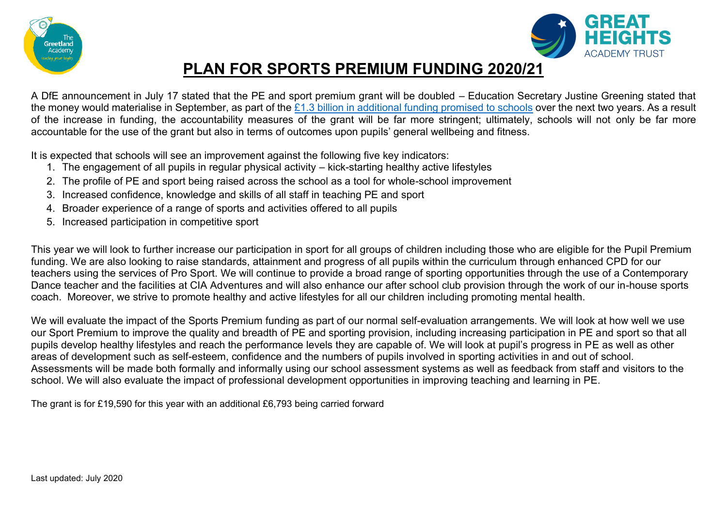# PLAN FOR SPORTS PREMIUM FUNDING 2020/21

A DfE announcement in July 17 stated that the PE and sport premium grant will be doubled – Education Secretary Justine Greening stated that the money would materialise in September, as part of the £1.3 billion in additional funding promised to schools over the next two years. As a result of the increase in funding, the accountability measures of the grant will be far more stringent; ultimately, schools will not only be far more accountable for the use of the grant but also in terms of outcomes upon pupils' general wellbeing and fitness.

It is expected that schools will see an improvement against the following five key indicators:

1. The engagement of all pupils in regular physical activity – kick-starting healthy active lifestyles
2. The profile of PE and sport being raised across the school as a tool for whole-school improvement
3. Increased confidence, knowledge and skills of all staff in teaching PE and sport
4. Broader experience of a range of sports and activities offered to all pupils
5. Increased participation in competitive sport

This year we will look to further increase our participation in sport for all groups of children including those who are eligible for the Pupil Premium funding. We are also looking to raise standards, attainment and progress of all pupils within the curriculum through enhanced CPD for our teachers using the services of Pro Sport. We will continue to provide a broad range of sporting opportunities through the use of a Contemporary Dance teacher and the facilities at CIA Adventures and will also enhance our after school club provision through the work of our in-house sports coach. Moreover, we strive to promote healthy and active lifestyles for all our children including promoting mental health.

We will evaluate the impact of the Sports Premium funding as part of our normal self-evaluation arrangements. We will look at how well we use our Sport Premium to improve the quality and breadth of PE and sporting provision, including increasing participation in PE and sport so that all pupils develop healthy lifestyles and reach the performance levels they are capable of. We will look at pupil's progress in PE as well as other areas of development such as self-esteem, confidence and the numbers of pupils involved in sporting activities in and out of school. Assessments will be made both formally and informally using our school assessment systems as well as feedback from staff and visitors to the school. We will also evaluate the impact of professional development opportunities in improving teaching and learning in PE.

The grant is for £19,590 for this year with an additional £6,793 being carried forward

Last updated: July 2020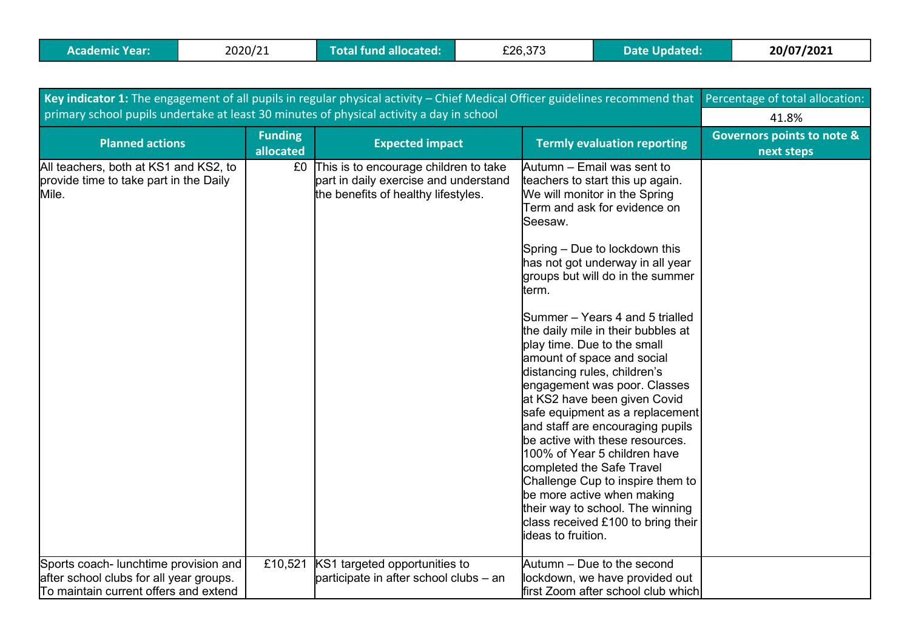| Academic Year: | 2020/21 | Total fund allocated: | £26,373 | Date Updated: | 20/07/2021 |
|---|---|---|---|---|---|

| **Key indicator 1:** The engagement of all pupils in regular physical activity – Chief Medical Officer guidelines recommend that primary school pupils undertake at least 30 minutes of physical activity a day in school | | | | Percentage of total allocation: |
|---|---|---|---|---|
| | | | | 41.8% |
| **Planned actions** | **Funding allocated** | **Expected impact** | **Termly evaluation reporting** | **Governors points to note & next steps** |
| All teachers, both at KS1 and KS2, to provide time to take part in the Daily Mile. | £0 | This is to encourage children to take part in daily exercise and understand the benefits of healthy lifestyles. | Autumn – Email was sent to teachers to start this up again. We will monitor in the Spring Term and ask for evidence on Seesaw.<br><br>Spring – Due to lockdown this has not got underway in all year groups but will do in the summer term.<br><br>Summer – Years 4 and 5 trialled the daily mile in their bubbles at play time. Due to the small amount of space and social distancing rules, children's engagement was poor. Classes at KS2 have been given Covid safe equipment as a replacement and staff are encouraging pupils be active with these resources. 100% of Year 5 children have completed the Safe Travel Challenge Cup to inspire them to be more active when making their way to school. The winning class received £100 to bring their ideas to fruition. | |
| Sports coach- lunchtime provision and after school clubs for all year groups. To maintain current offers and extend | £10,521 | KS1 targeted opportunities to participate in after school clubs – an | Autumn – Due to the second lockdown, we have provided out first Zoom after school club which | |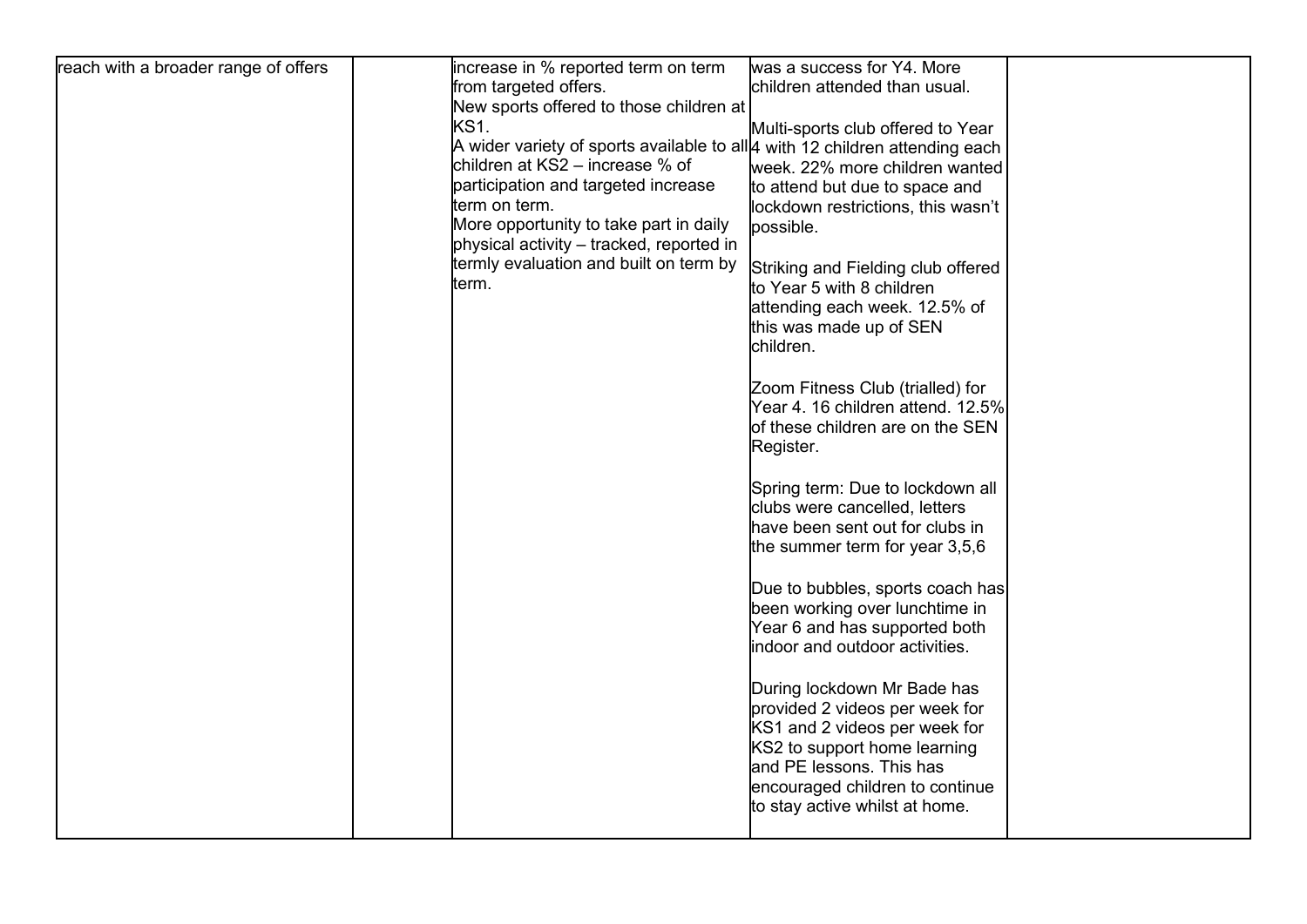| | | | | |
|---|---|---|---|---|
| reach with a broader range of offers | | increase in % reported term on term from targeted offers.<br>New sports offered to those children at KS1.<br>A wider variety of sports available to all children at KS2 – increase % of participation and targeted increase term on term.<br>More opportunity to take part in daily physical activity – tracked, reported in termly evaluation and built on term by term. | was a success for Y4. More children attended than usual.<br><br>Multi-sports club offered to Year 4 with 12 children attending each week. 22% more children wanted to attend but due to space and lockdown restrictions, this wasn't possible.<br><br>Striking and Fielding club offered to Year 5 with 8 children attending each week. 12.5% of this was made up of SEN children.<br><br>Zoom Fitness Club (trialled) for Year 4. 16 children attend. 12.5% of these children are on the SEN Register.<br><br>Spring term: Due to lockdown all clubs were cancelled, letters have been sent out for clubs in the summer term for year 3,5,6<br><br>Due to bubbles, sports coach has been working over lunchtime in Year 6 and has supported both indoor and outdoor activities.<br><br>During lockdown Mr Bade has provided 2 videos per week for KS1 and 2 videos per week for KS2 to support home learning and PE lessons. This has encouraged children to continue to stay active whilst at home. | |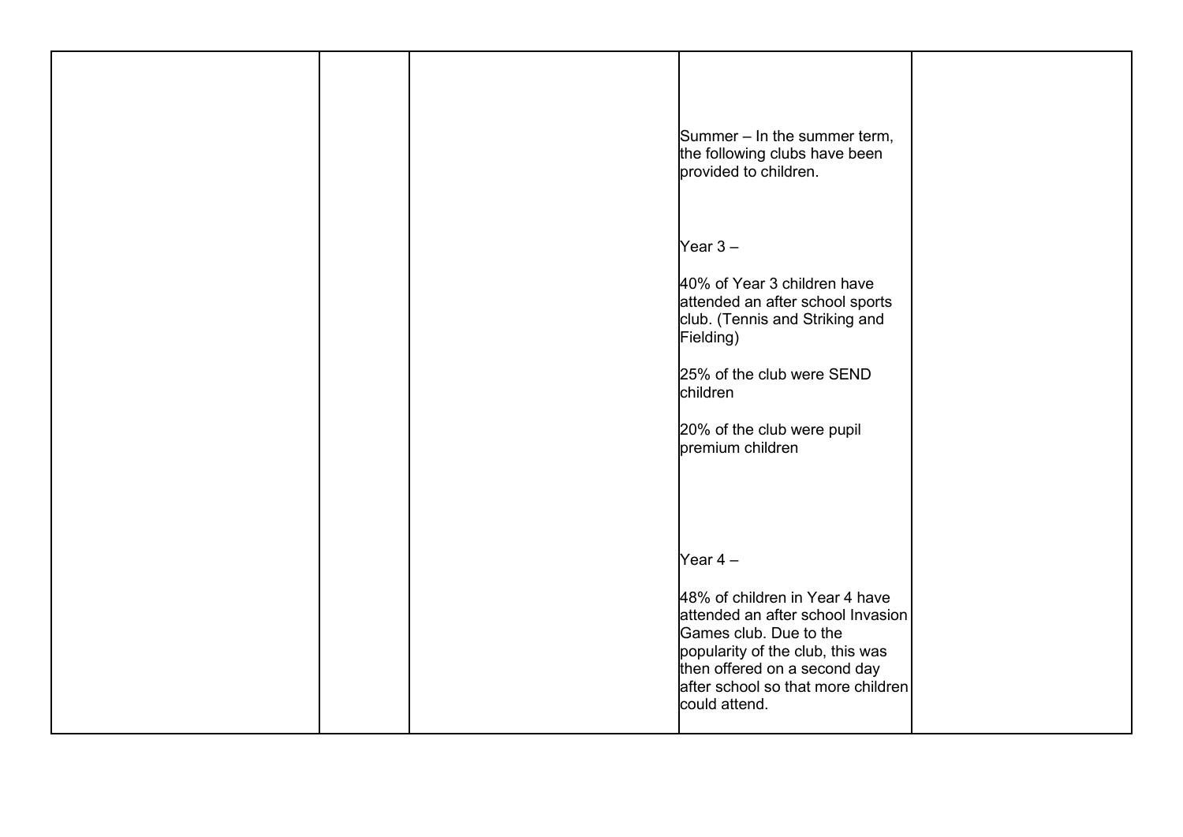| | | | | |
|---|---|---|---|---|
| | | | Summer – In the summer term, the following clubs have been provided to children.<br><br>Year 3 –<br><br>40% of Year 3 children have attended an after school sports club. (Tennis and Striking and Fielding)<br><br>25% of the club were SEND children<br><br>20% of the club were pupil premium children<br><br>Year 4 –<br><br>48% of children in Year 4 have attended an after school Invasion Games club. Due to the popularity of the club, this was then offered on a second day after school so that more children could attend. | |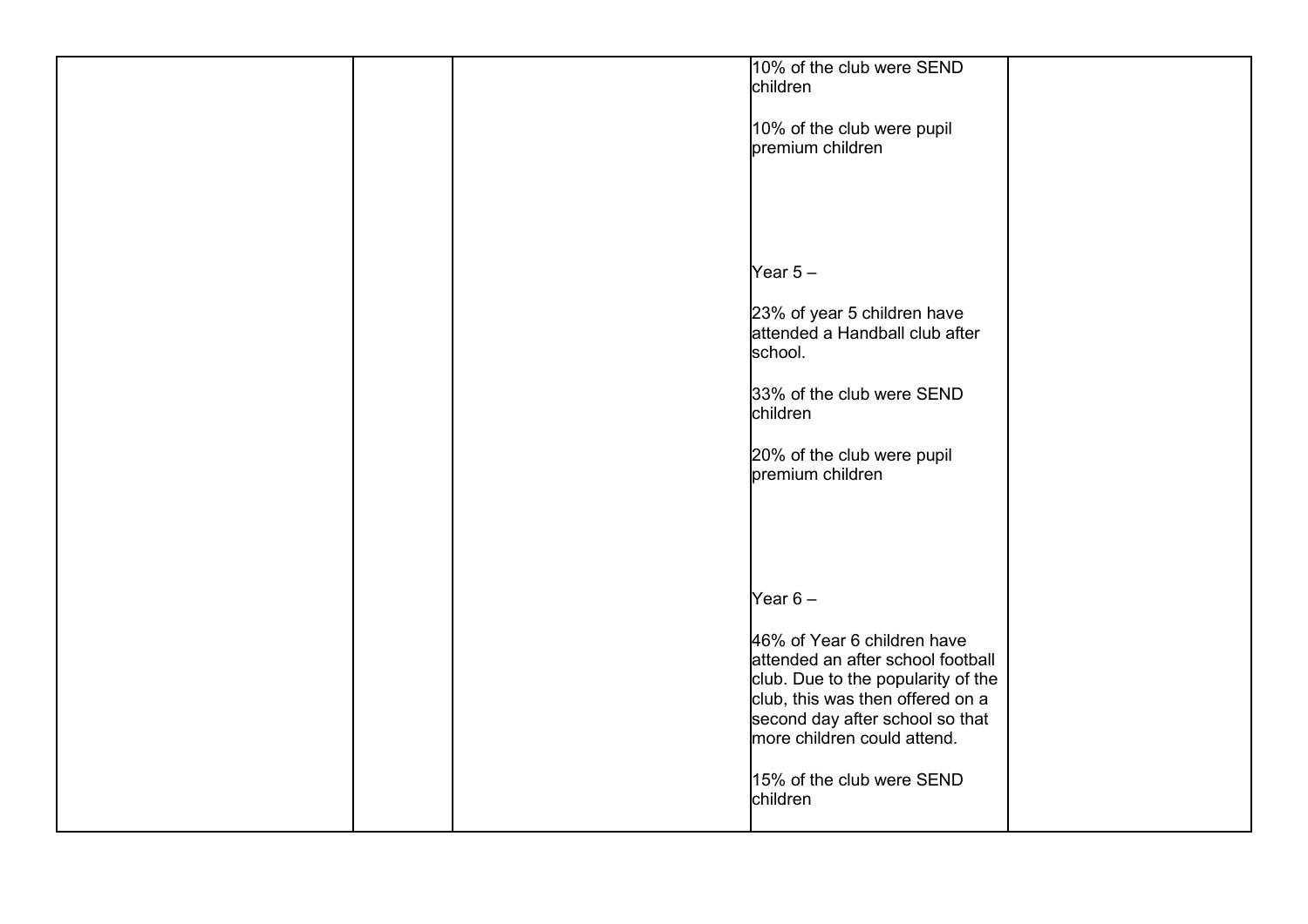|  |  |  |  |  |
|---|---|---|---|---|
|  |  |  | 10% of the club were SEND children<br><br>10% of the club were pupil premium children<br><br>Year 5 –<br><br>23% of year 5 children have attended a Handball club after school.<br><br>33% of the club were SEND children<br><br>20% of the club were pupil premium children<br><br>Year 6 –<br><br>46% of Year 6 children have attended an after school football club. Due to the popularity of the club, this was then offered on a second day after school so that more children could attend.<br><br>15% of the club were SEND children |  |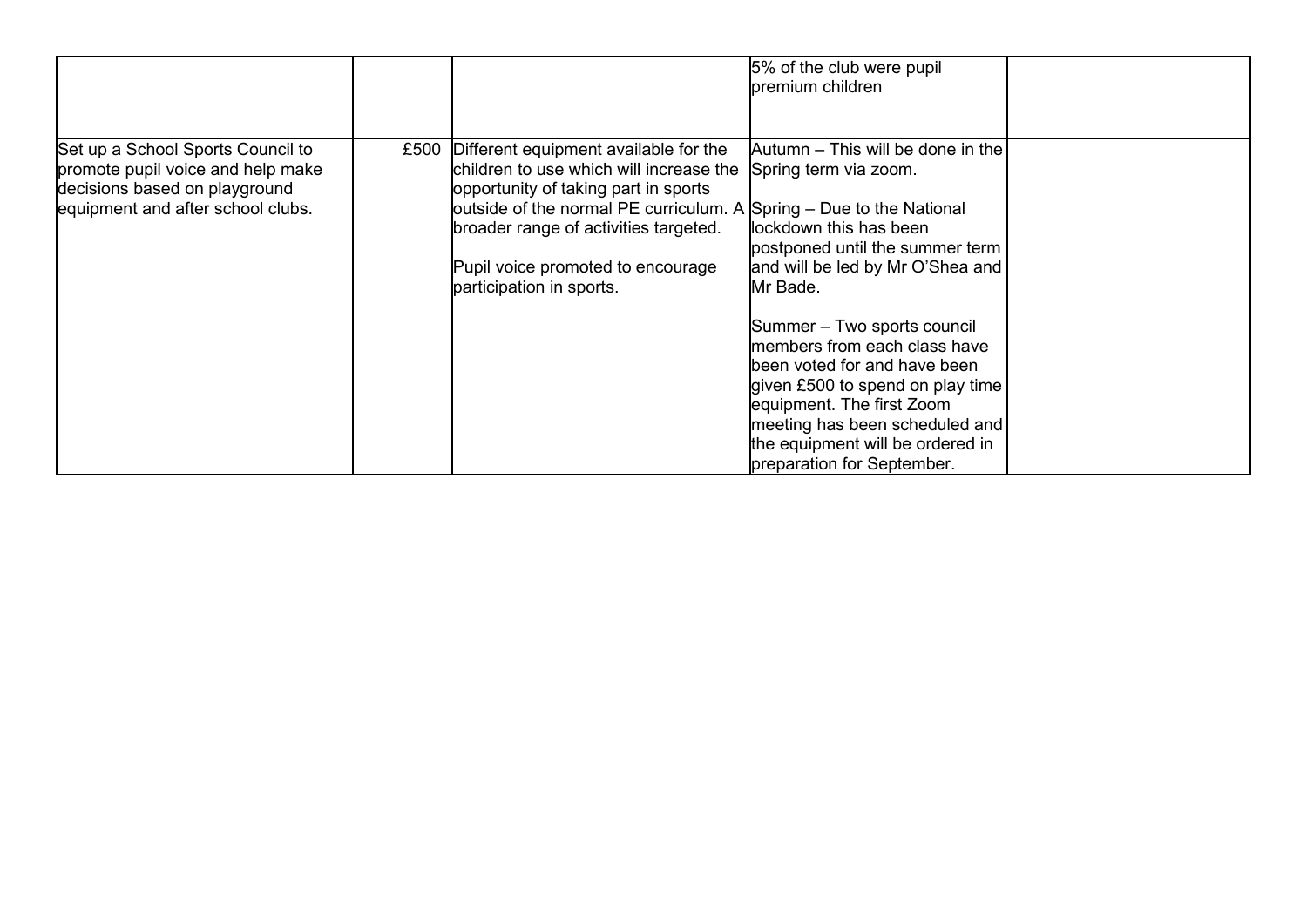| | | | | |
|---|---|---|---|---|
| | | | 5% of the club were pupil premium children | |
| Set up a School Sports Council to promote pupil voice and help make decisions based on playground equipment and after school clubs. | £500 | Different equipment available for the children to use which will increase the opportunity of taking part in sports outside of the normal PE curriculum. A broader range of activities targeted.<br><br>Pupil voice promoted to encourage participation in sports. | Autumn – This will be done in the Spring term via zoom.<br><br>Spring – Due to the National lockdown this has been postponed until the summer term and will be led by Mr O'Shea and Mr Bade.<br><br>Summer – Two sports council members from each class have been voted for and have been given £500 to spend on play time equipment. The first Zoom meeting has been scheduled and the equipment will be ordered in preparation for September. | |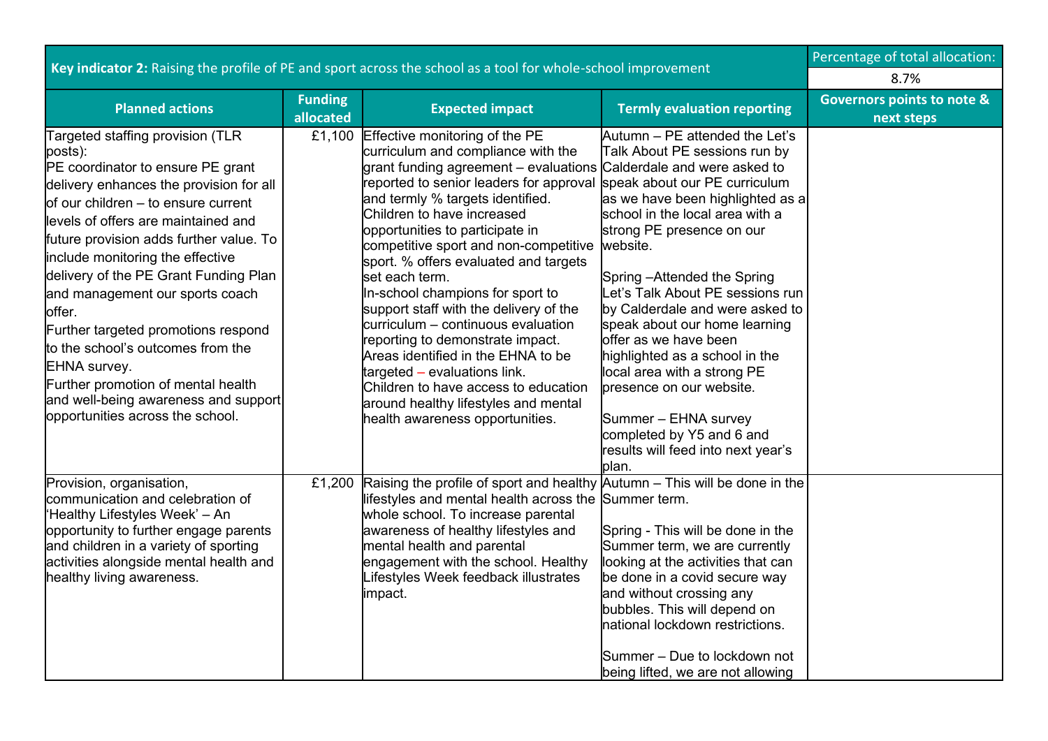| **Key indicator 2:** Raising the profile of PE and sport across the school as a tool for whole-school improvement | | | | Percentage of total allocation: |
|---|---|---|---|---|
| | | | | 8.7% |
| **Planned actions** | **Funding allocated** | **Expected impact** | **Termly evaluation reporting** | **Governors points to note & next steps** |
| Targeted staffing provision (TLR posts):<br>PE coordinator to ensure PE grant delivery enhances the provision for all of our children – to ensure current levels of offers are maintained and future provision adds further value. To include monitoring the effective delivery of the PE Grant Funding Plan and management our sports coach offer.<br>Further targeted promotions respond to the school's outcomes from the EHNA survey.<br>Further promotion of mental health and well-being awareness and support opportunities across the school. | £1,100 | Effective monitoring of the PE curriculum and compliance with the grant funding agreement – evaluations reported to senior leaders for approval and termly % targets identified.<br>Children to have increased opportunities to participate in competitive sport and non-competitive sport. % offers evaluated and targets set each term.<br>In-school champions for sport to support staff with the delivery of the curriculum – continuous evaluation reporting to demonstrate impact.<br>Areas identified in the EHNA to be targeted – evaluations link.<br>Children to have access to education around healthy lifestyles and mental health awareness opportunities. | Autumn – PE attended the Let's Talk About PE sessions run by Calderdale and were asked to speak about our PE curriculum as we have been highlighted as a school in the local area with a strong PE presence on our website.<br><br>Spring –Attended the Spring Let's Talk About PE sessions run by Calderdale and were asked to speak about our home learning offer as we have been highlighted as a school in the local area with a strong PE presence on our website.<br><br>Summer – EHNA survey completed by Y5 and 6 and results will feed into next year's plan. | |
| Provision, organisation, communication and celebration of 'Healthy Lifestyles Week' – An opportunity to further engage parents and children in a variety of sporting activities alongside mental health and healthy living awareness. | £1,200 | Raising the profile of sport and healthy lifestyles and mental health across the whole school. To increase parental awareness of healthy lifestyles and mental health and parental engagement with the school. Healthy Lifestyles Week feedback illustrates impact. | Autumn – This will be done in the Summer term.<br><br>Spring - This will be done in the Summer term, we are currently looking at the activities that can be done in a covid secure way and without crossing any bubbles. This will depend on national lockdown restrictions.<br><br>Summer – Due to lockdown not being lifted, we are not allowing | |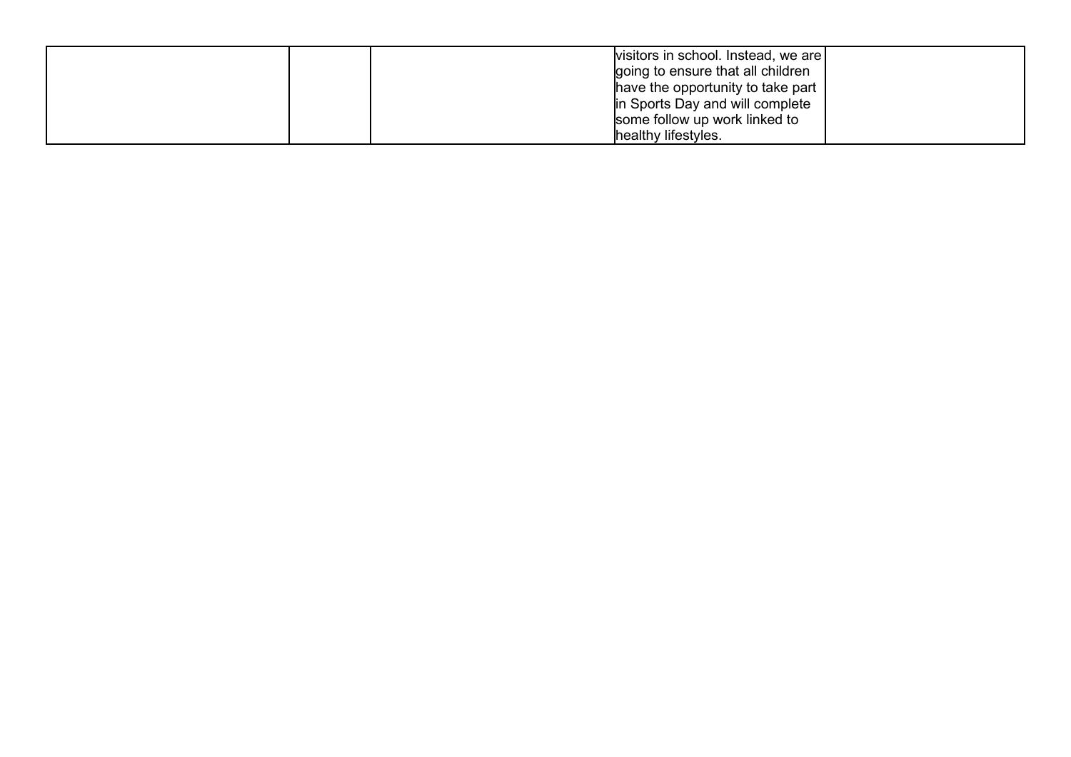| | | | | |
|---|---|---|---|---|
| | | | visitors in school. Instead, we are going to ensure that all children have the opportunity to take part in Sports Day and will complete some follow up work linked to healthy lifestyles. | |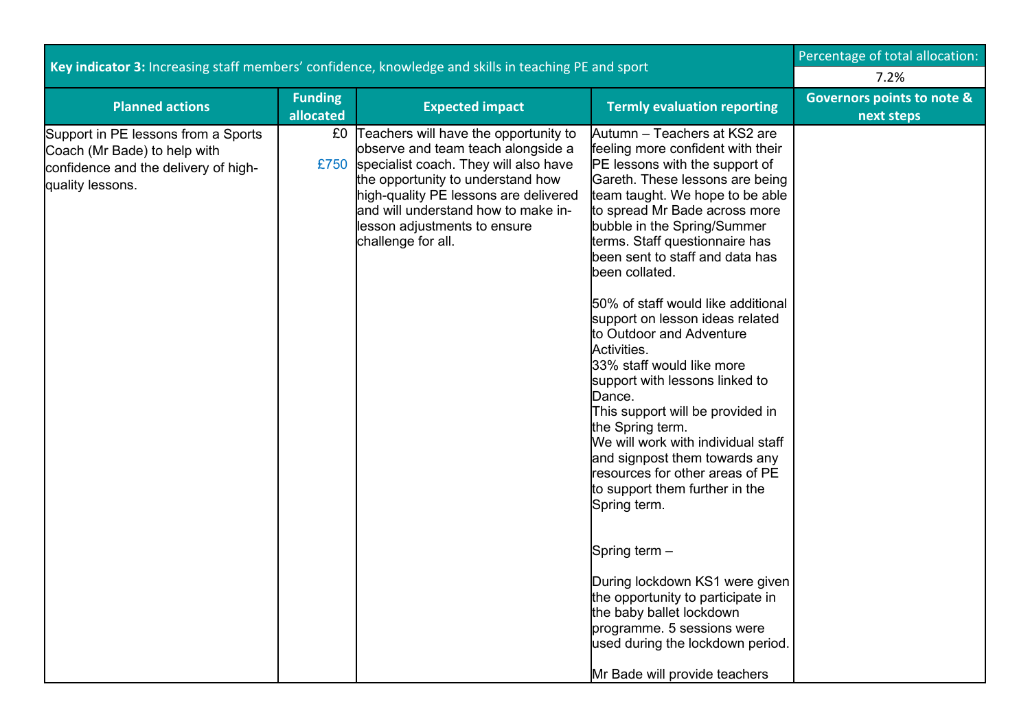| **Key indicator 3:** Increasing staff members' confidence, knowledge and skills in teaching PE and sport | | | | Percentage of total allocation: |
|---|---|---|---|---|
| | | | | 7.2% |
| **Planned actions** | **Funding allocated** | **Expected impact** | **Termly evaluation reporting** | **Governors points to note & next steps** |
| Support in PE lessons from a Sports Coach (Mr Bade) to help with confidence and the delivery of high-quality lessons. | £0<br>£750 | Teachers will have the opportunity to observe and team teach alongside a specialist coach. They will also have the opportunity to understand how high-quality PE lessons are delivered and will understand how to make in-lesson adjustments to ensure challenge for all. | Autumn – Teachers at KS2 are feeling more confident with their PE lessons with the support of Gareth. These lessons are being team taught. We hope to be able to spread Mr Bade across more bubble in the Spring/Summer terms. Staff questionnaire has been sent to staff and data has been collated.<br><br>50% of staff would like additional support on lesson ideas related to Outdoor and Adventure Activities.<br>33% staff would like more support with lessons linked to Dance.<br>This support will be provided in the Spring term.<br>We will work with individual staff and signpost them towards any resources for other areas of PE to support them further in the Spring term.<br><br>Spring term –<br><br>During lockdown KS1 were given the opportunity to participate in the baby ballet lockdown programme. 5 sessions were used during the lockdown period.<br><br>Mr Bade will provide teachers | |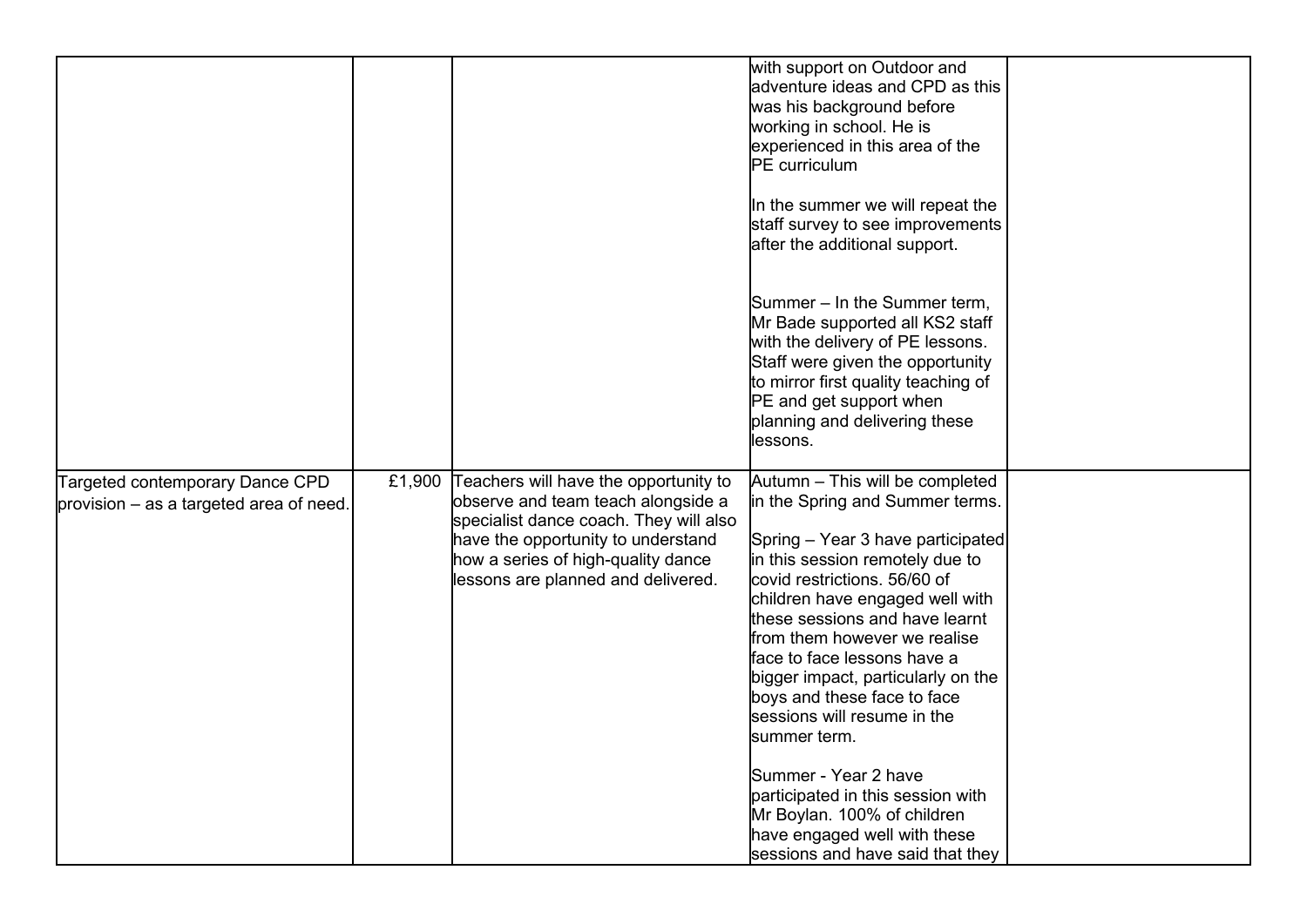| | | | | |
|---|---|---|---|---|
| | | | with support on Outdoor and adventure ideas and CPD as this was his background before working in school. He is experienced in this area of the PE curriculum<br><br>In the summer we will repeat the staff survey to see improvements after the additional support.<br><br>Summer – In the Summer term, Mr Bade supported all KS2 staff with the delivery of PE lessons. Staff were given the opportunity to mirror first quality teaching of PE and get support when planning and delivering these lessons. | |
| Targeted contemporary Dance CPD provision – as a targeted area of need. | £1,900 | Teachers will have the opportunity to observe and team teach alongside a specialist dance coach. They will also have the opportunity to understand how a series of high-quality dance lessons are planned and delivered. | Autumn – This will be completed in the Spring and Summer terms.<br><br>Spring – Year 3 have participated in this session remotely due to covid restrictions. 56/60 of children have engaged well with these sessions and have learnt from them however we realise face to face lessons have a bigger impact, particularly on the boys and these face to face sessions will resume in the summer term.<br><br>Summer - Year 2 have participated in this session with Mr Boylan. 100% of children have engaged well with these sessions and have said that they | |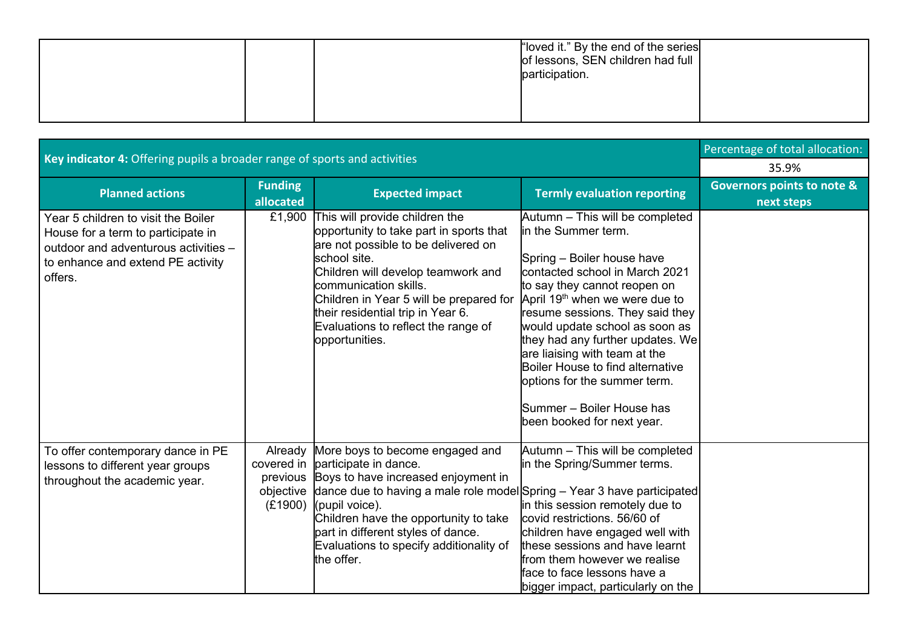| | | | | |
|---|---|---|---|---|
| | | | "loved it." By the end of the series of lessons, SEN children had full participation. | |

| **Key indicator 4:** Offering pupils a broader range of sports and activities | | | | Percentage of total allocation: |
|---|---|---|---|---|
| | | | | 35.9% |
| **Planned actions** | **Funding allocated** | **Expected impact** | **Termly evaluation reporting** | **Governors points to note & next steps** |
| Year 5 children to visit the Boiler House for a term to participate in outdoor and adventurous activities – to enhance and extend PE activity offers. | £1,900 | This will provide children the opportunity to take part in sports that are not possible to be delivered on school site.<br>Children will develop teamwork and communication skills.<br>Children in Year 5 will be prepared for their residential trip in Year 6.<br>Evaluations to reflect the range of opportunities. | Autumn – This will be completed in the Summer term.<br><br>Spring – Boiler house have contacted school in March 2021 to say they cannot reopen on April 19th when we were due to resume sessions. They said they would update school as soon as they had any further updates. We are liaising with team at the Boiler House to find alternative options for the summer term.<br><br>Summer – Boiler House has been booked for next year. | |
| To offer contemporary dance in PE lessons to different year groups throughout the academic year. | Already covered in previous objective (£1900) | More boys to become engaged and participate in dance.<br>Boys to have increased enjoyment in dance due to having a male role model (pupil voice).<br>Children have the opportunity to take part in different styles of dance.<br>Evaluations to specify additionality of the offer. | Autumn – This will be completed in the Spring/Summer terms.<br><br>Spring – Year 3 have participated in this session remotely due to covid restrictions. 56/60 of children have engaged well with these sessions and have learnt from them however we realise face to face lessons have a bigger impact, particularly on the | |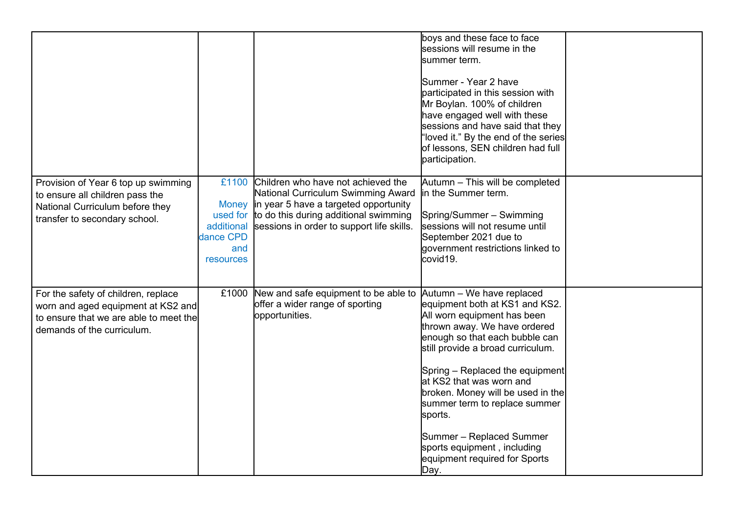| | | | | |
|---|---|---|---|---|
| | | | boys and these face to face sessions will resume in the summer term.<br><br>Summer - Year 2 have participated in this session with Mr Boylan. 100% of children have engaged well with these sessions and have said that they "loved it." By the end of the series of lessons, SEN children had full participation. | |
| Provision of Year 6 top up swimming to ensure all children pass the National Curriculum before they transfer to secondary school. | £1100<br><br>Money used for additional dance CPD and resources | Children who have not achieved the National Curriculum Swimming Award in year 5 have a targeted opportunity to do this during additional swimming sessions in order to support life skills. | Autumn – This will be completed in the Summer term.<br><br>Spring/Summer – Swimming sessions will not resume until September 2021 due to government restrictions linked to covid19. | |
| For the safety of children, replace worn and aged equipment at KS2 and to ensure that we are able to meet the demands of the curriculum. | £1000 | New and safe equipment to be able to offer a wider range of sporting opportunities. | Autumn – We have replaced equipment both at KS1 and KS2. All worn equipment has been thrown away. We have ordered enough so that each bubble can still provide a broad curriculum.<br><br>Spring – Replaced the equipment at KS2 that was worn and broken. Money will be used in the summer term to replace summer sports.<br><br>Summer – Replaced Summer sports equipment , including equipment required for Sports Day. | |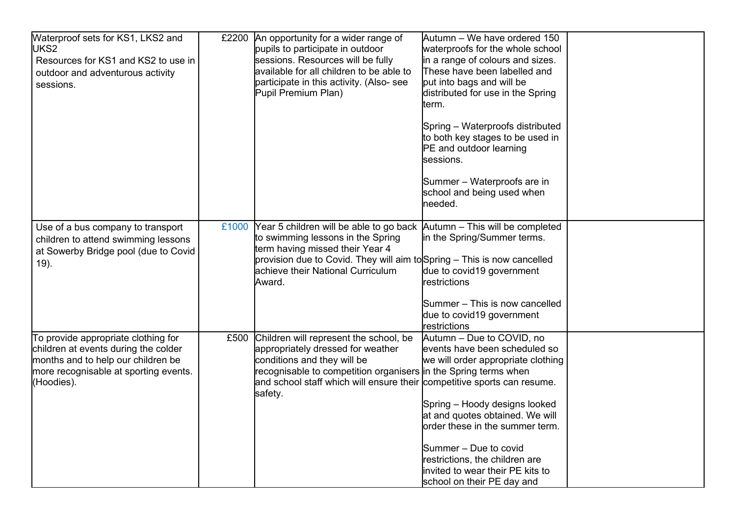| | | | | |
|---|---|---|---|---|
| Waterproof sets for KS1, LKS2 and UKS2<br>Resources for KS1 and KS2 to use in outdoor and adventurous activity sessions. | £2200 | An opportunity for a wider range of pupils to participate in outdoor sessions. Resources will be fully available for all children to be able to participate in this activity. (Also- see Pupil Premium Plan) | Autumn – We have ordered 150 waterproofs for the whole school in a range of colours and sizes. These have been labelled and put into bags and will be distributed for use in the Spring term.<br><br>Spring – Waterproofs distributed to both key stages to be used in PE and outdoor learning sessions.<br><br>Summer – Waterproofs are in school and being used when needed. | |
| Use of a bus company to transport children to attend swimming lessons at Sowerby Bridge pool (due to Covid 19). | £1000 | Year 5 children will be able to go back to swimming lessons in the Spring term having missed their Year 4 provision due to Covid. They will aim to achieve their National Curriculum Award. | Autumn – This will be completed in the Spring/Summer terms.<br><br>Spring – This is now cancelled due to covid19 government restrictions<br><br>Summer – This is now cancelled due to covid19 government restrictions | |
| To provide appropriate clothing for children at events during the colder months and to help our children be more recognisable at sporting events. (Hoodies). | £500 | Children will represent the school, be appropriately dressed for weather conditions and they will be recognisable to competition organisers and school staff which will ensure their safety. | Autumn – Due to COVID, no events have been scheduled so we will order appropriate clothing in the Spring terms when competitive sports can resume.<br><br>Spring – Hoody designs looked at and quotes obtained. We will order these in the summer term.<br><br>Summer – Due to covid restrictions, the children are invited to wear their PE kits to school on their PE day and | |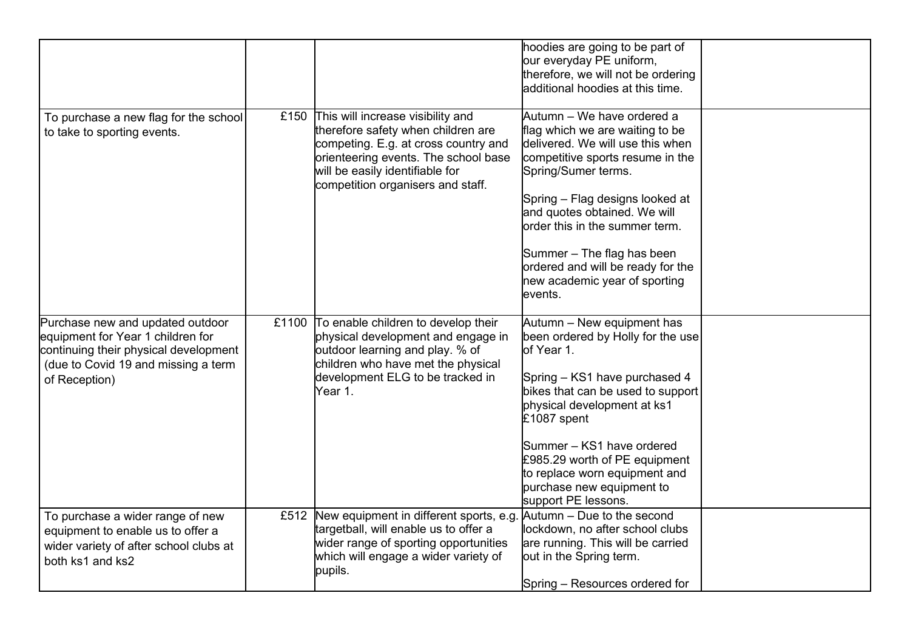| | | | | |
|---|---|---|---|---|
| | | | hoodies are going to be part of our everyday PE uniform, therefore, we will not be ordering additional hoodies at this time. | |
| To purchase a new flag for the school to take to sporting events. | £150 | This will increase visibility and therefore safety when children are competing. E.g. at cross country and orienteering events. The school base will be easily identifiable for competition organisers and staff. | Autumn – We have ordered a flag which we are waiting to be delivered. We will use this when competitive sports resume in the Spring/Sumer terms.<br><br>Spring – Flag designs looked at and quotes obtained. We will order this in the summer term.<br><br>Summer – The flag has been ordered and will be ready for the new academic year of sporting events. | |
| Purchase new and updated outdoor equipment for Year 1 children for continuing their physical development (due to Covid 19 and missing a term of Reception) | £1100 | To enable children to develop their physical development and engage in outdoor learning and play. % of children who have met the physical development ELG to be tracked in Year 1. | Autumn – New equipment has been ordered by Holly for the use of Year 1.<br><br>Spring – KS1 have purchased 4 bikes that can be used to support physical development at ks1 £1087 spent<br><br>Summer – KS1 have ordered £985.29 worth of PE equipment to replace worn equipment and purchase new equipment to support PE lessons. | |
| To purchase a wider range of new equipment to enable us to offer a wider variety of after school clubs at both ks1 and ks2 | £512 | New equipment in different sports, e.g. targetball, will enable us to offer a wider range of sporting opportunities which will engage a wider variety of pupils. | Autumn – Due to the second lockdown, no after school clubs are running. This will be carried out in the Spring term.<br><br>Spring – Resources ordered for | |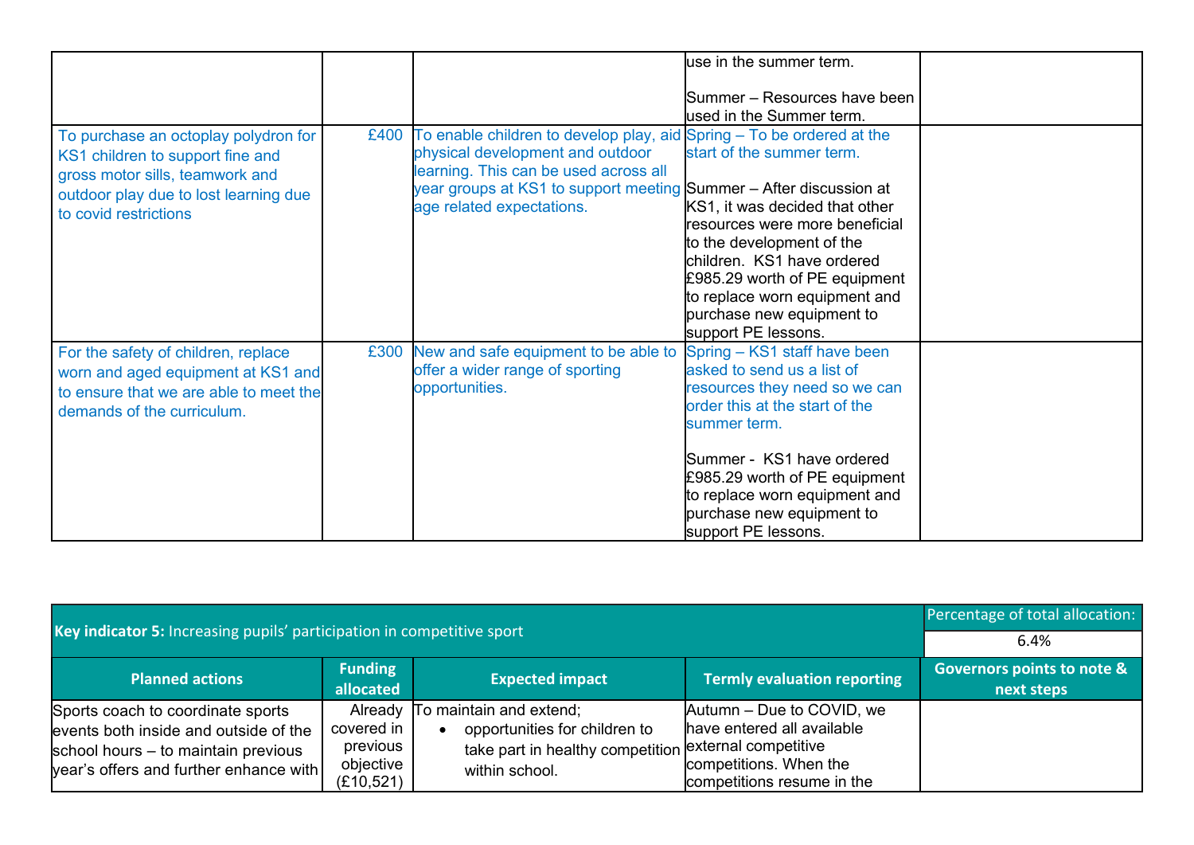| | | | | |
|---|---|---|---|---|
| | | | use in the summer term.<br><br>Summer – Resources have been used in the Summer term. | |
| To purchase an octoplay polydron for KS1 children to support fine and gross motor sills, teamwork and outdoor play due to lost learning due to covid restrictions | £400 | To enable children to develop play, aid physical development and outdoor learning. This can be used across all year groups at KS1 to support meeting age related expectations. | Spring – To be ordered at the start of the summer term.<br><br>Summer – After discussion at KS1, it was decided that other resources were more beneficial to the development of the children. KS1 have ordered £985.29 worth of PE equipment to replace worn equipment and purchase new equipment to support PE lessons. | |
| For the safety of children, replace worn and aged equipment at KS1 and to ensure that we are able to meet the demands of the curriculum. | £300 | New and safe equipment to be able to offer a wider range of sporting opportunities. | Spring – KS1 staff have been asked to send us a list of resources they need so we can order this at the start of the summer term.<br><br>Summer - KS1 have ordered £985.29 worth of PE equipment to replace worn equipment and purchase new equipment to support PE lessons. | |

| **Key indicator 5:** Increasing pupils' participation in competitive sport | | | | Percentage of total allocation:<br>6.4% |
|---|---|---|---|---|
| **Planned actions** | **Funding allocated** | **Expected impact** | **Termly evaluation reporting** | **Governors points to note & next steps** |
| Sports coach to coordinate sports events both inside and outside of the school hours – to maintain previous year's offers and further enhance with | Already covered in previous objective (£10,521) | To maintain and extend;<br>• opportunities for children to take part in healthy competition within school. | Autumn – Due to COVID, we have entered all available external competitive competitions. When the competitions resume in the | |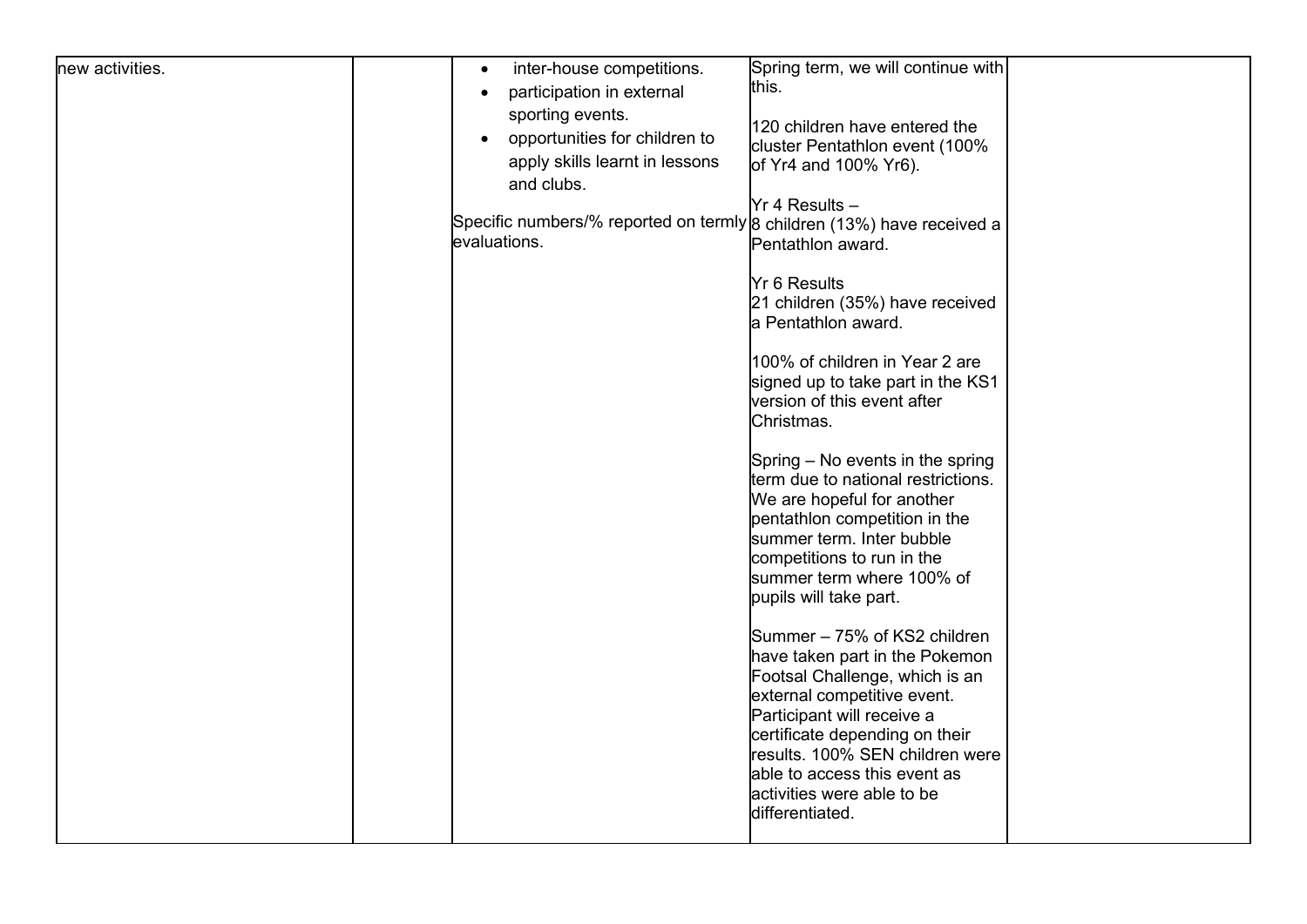| | | | | |
|---|---|---|---|---|
| new activities. | | • inter-house competitions.<br>• participation in external sporting events.<br>• opportunities for children to apply skills learnt in lessons and clubs.<br><br>Specific numbers/% reported on termly evaluations. | Spring term, we will continue with this.<br><br>120 children have entered the cluster Pentathlon event (100% of Yr4 and 100% Yr6).<br><br>Yr 4 Results –<br>8 children (13%) have received a Pentathlon award.<br><br>Yr 6 Results<br>21 children (35%) have received a Pentathlon award.<br><br>100% of children in Year 2 are signed up to take part in the KS1 version of this event after Christmas.<br><br>Spring – No events in the spring term due to national restrictions. We are hopeful for another pentathlon competition in the summer term. Inter bubble competitions to run in the summer term where 100% of pupils will take part.<br><br>Summer – 75% of KS2 children have taken part in the Pokemon Footsal Challenge, which is an external competitive event. Participant will receive a certificate depending on their results. 100% SEN children were able to access this event as activities were able to be differentiated. | |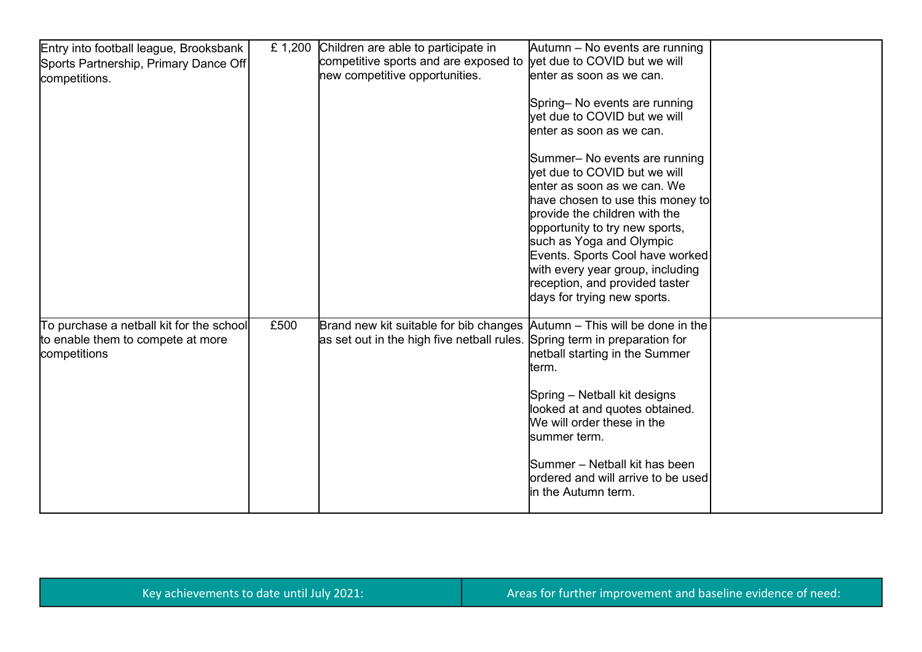| | | | | |
|---|---|---|---|---|
| Entry into football league, Brooksbank Sports Partnership, Primary Dance Off competitions. | £ 1,200 | Children are able to participate in competitive sports and are exposed to new competitive opportunities. | Autumn – No events are running yet due to COVID but we will enter as soon as we can.<br><br>Spring– No events are running yet due to COVID but we will enter as soon as we can.<br><br>Summer– No events are running yet due to COVID but we will enter as soon as we can. We have chosen to use this money to provide the children with the opportunity to try new sports, such as Yoga and Olympic Events. Sports Cool have worked with every year group, including reception, and provided taster days for trying new sports. | |
| To purchase a netball kit for the school to enable them to compete at more competitions | £500 | Brand new kit suitable for bib changes as set out in the high five netball rules. | Autumn – This will be done in the Spring term in preparation for netball starting in the Summer term.<br><br>Spring – Netball kit designs looked at and quotes obtained. We will order these in the summer term.<br><br>Summer – Netball kit has been ordered and will arrive to be used in the Autumn term. | |

| Key achievements to date until July 2021: | Areas for further improvement and baseline evidence of need: |
|---|---|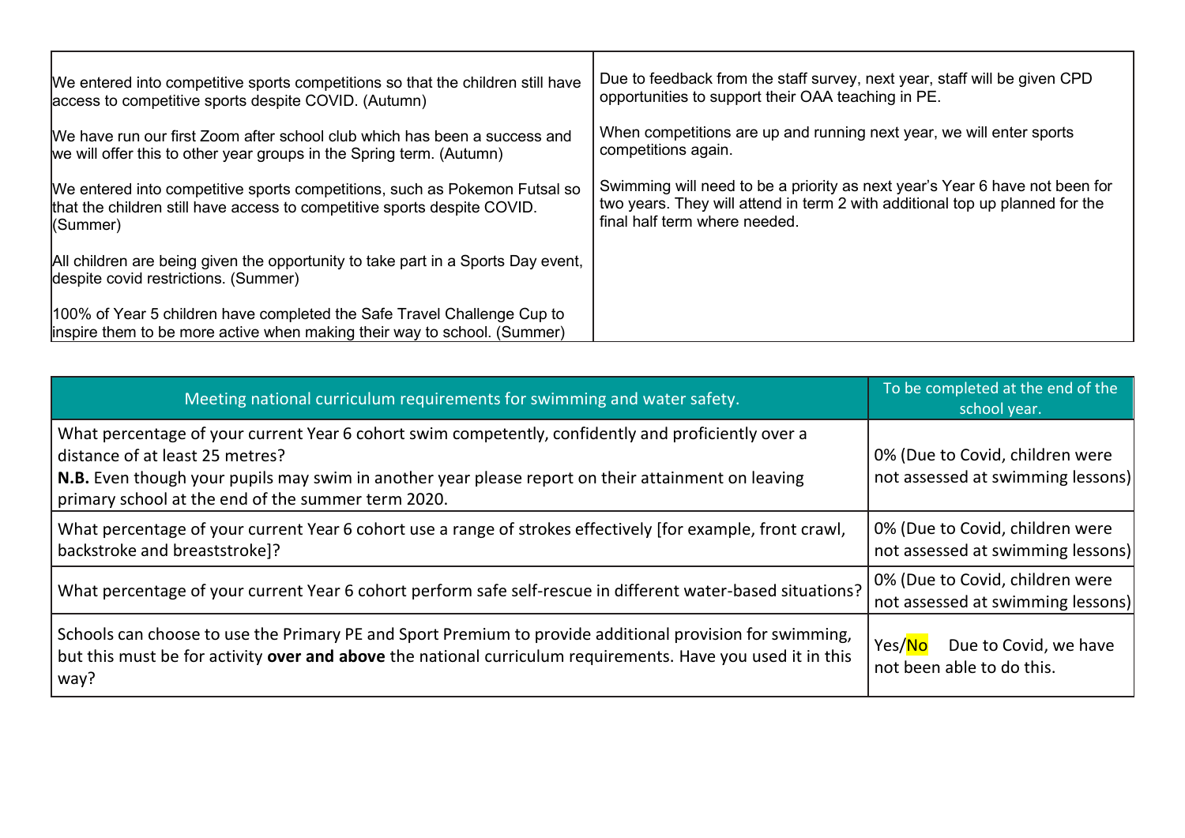| | |
|---|---|
| We entered into competitive sports competitions so that the children still have access to competitive sports despite COVID. (Autumn)<br><br>We have run our first Zoom after school club which has been a success and we will offer this to other year groups in the Spring term. (Autumn)<br><br>We entered into competitive sports competitions, such as Pokemon Futsal so that the children still have access to competitive sports despite COVID. (Summer)<br><br>All children are being given the opportunity to take part in a Sports Day event, despite covid restrictions. (Summer)<br><br>100% of Year 5 children have completed the Safe Travel Challenge Cup to inspire them to be more active when making their way to school. (Summer) | Due to feedback from the staff survey, next year, staff will be given CPD opportunities to support their OAA teaching in PE.<br><br>When competitions are up and running next year, we will enter sports competitions again.<br><br>Swimming will need to be a priority as next year's Year 6 have not been for two years. They will attend in term 2 with additional top up planned for the final half term where needed. |

| Meeting national curriculum requirements for swimming and water safety. | To be completed at the end of the school year. |
|---|---|
| What percentage of your current Year 6 cohort swim competently, confidently and proficiently over a distance of at least 25 metres?<br>**N.B.** Even though your pupils may swim in another year please report on their attainment on leaving primary school at the end of the summer term 2020. | 0% (Due to Covid, children were not assessed at swimming lessons) |
| What percentage of your current Year 6 cohort use a range of strokes effectively [for example, front crawl, backstroke and breaststroke]? | 0% (Due to Covid, children were not assessed at swimming lessons) |
| What percentage of your current Year 6 cohort perform safe self-rescue in different water-based situations? | 0% (Due to Covid, children were not assessed at swimming lessons) |
| Schools can choose to use the Primary PE and Sport Premium to provide additional provision for swimming, but this must be for activity **over and above** the national curriculum requirements. Have you used it in this way? | Yes/No Due to Covid, we have not been able to do this. |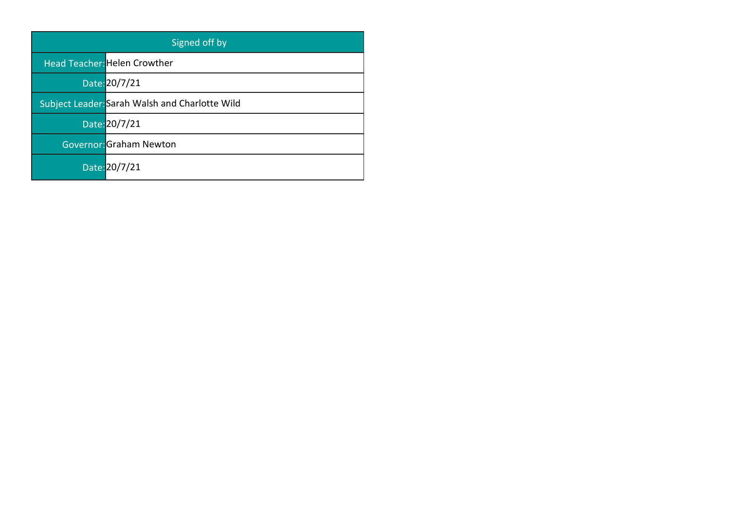| Signed off by | |
|---|---|
| Head Teacher: | Helen Crowther |
| Date: | 20/7/21 |
| Subject Leader: | Sarah Walsh and Charlotte Wild |
| Date: | 20/7/21 |
| Governor: | Graham Newton |
| Date: | 20/7/21 |